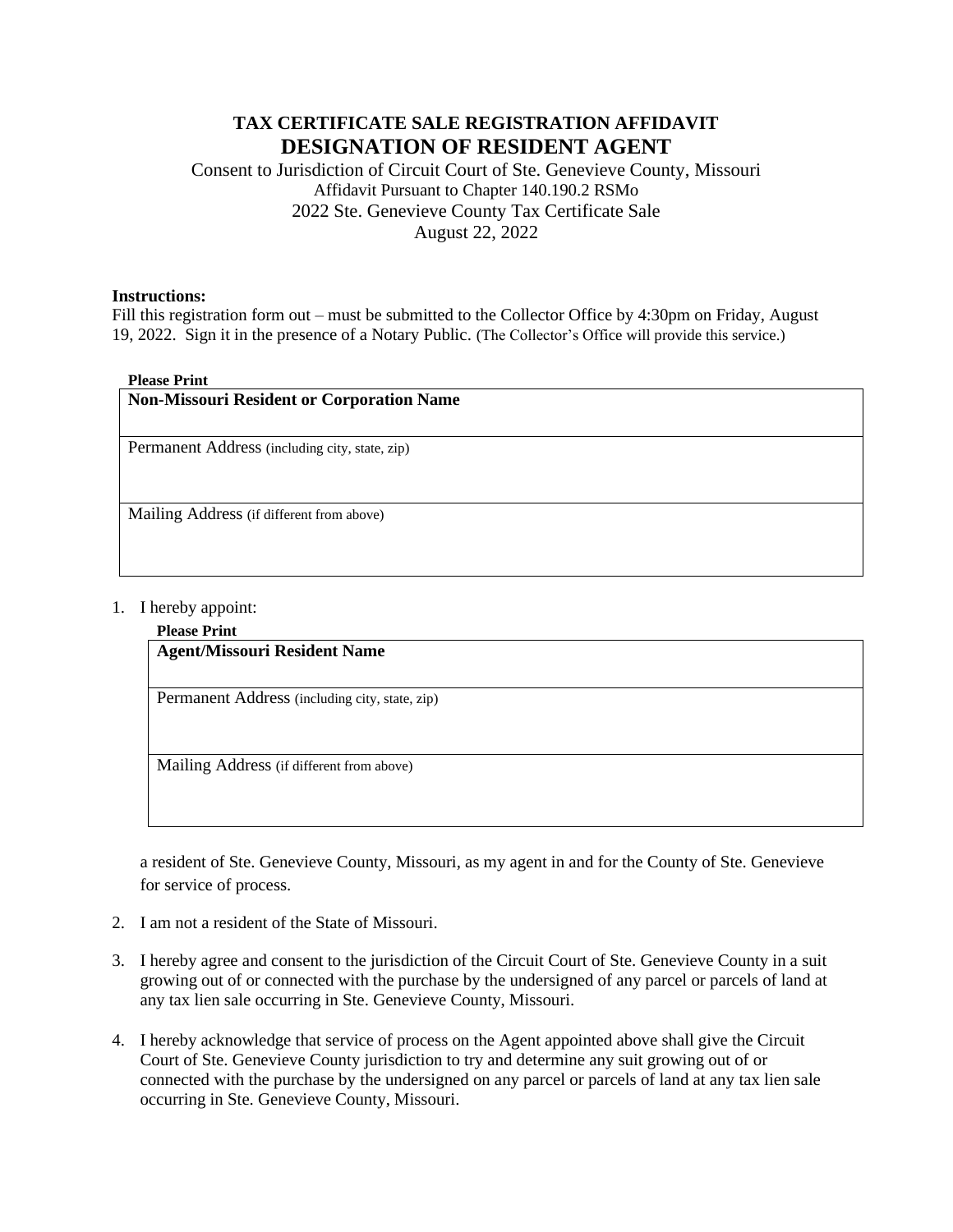# TAX CERTIFICATE SALE REGISTRATION AFFIDAVIT

## DESIGNATION OF RESIDENT AGENT

Consent to Jurisdiction of Circuit Court of Ste. Genevieve County, Missouri

Affidavit Pursuant to Chapter 140.190.2 RSMo

2022 Ste. Genevieve County Tax Certificate Sale

August 22, 2022

**Instructions:**

Fill this registration form out – must be submitted to the Collector Office by 4:30pm on Friday, August 19, 2022. Sign it in the presence of a Notary Public. (The Collector's Office will provide this service.)

**Please Print**

| **Non-Missouri Resident or Corporation Name** |
|---|
| Permanent Address (including city, state, zip) |
| Mailing Address (if different from above) |

1. I hereby appoint:

   **Please Print**

   | **Agent/Missouri Resident Name** |
   |---|
   | Permanent Address (including city, state, zip) |
   | Mailing Address (if different from above) |

   a resident of Ste. Genevieve County, Missouri, as my agent in and for the County of Ste. Genevieve for service of process.

2. I am not a resident of the State of Missouri.

3. I hereby agree and consent to the jurisdiction of the Circuit Court of Ste. Genevieve County in a suit growing out of or connected with the purchase by the undersigned of any parcel or parcels of land at any tax lien sale occurring in Ste. Genevieve County, Missouri.

4. I hereby acknowledge that service of process on the Agent appointed above shall give the Circuit Court of Ste. Genevieve County jurisdiction to try and determine any suit growing out of or connected with the purchase by the undersigned on any parcel or parcels of land at any tax lien sale occurring in Ste. Genevieve County, Missouri.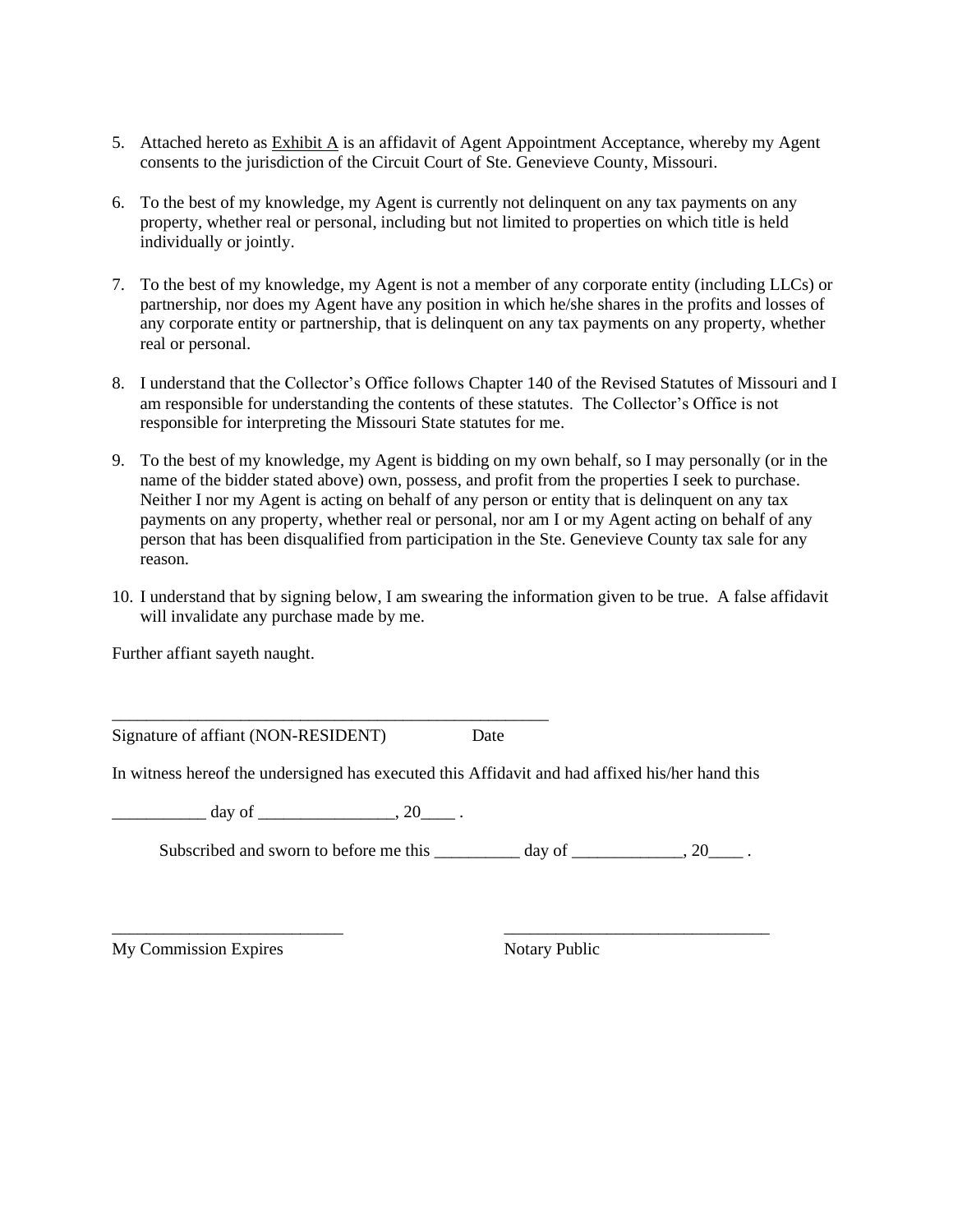5. Attached hereto as Exhibit A is an affidavit of Agent Appointment Acceptance, whereby my Agent consents to the jurisdiction of the Circuit Court of Ste. Genevieve County, Missouri.

6. To the best of my knowledge, my Agent is currently not delinquent on any tax payments on any property, whether real or personal, including but not limited to properties on which title is held individually or jointly.

7. To the best of my knowledge, my Agent is not a member of any corporate entity (including LLCs) or partnership, nor does my Agent have any position in which he/she shares in the profits and losses of any corporate entity or partnership, that is delinquent on any tax payments on any property, whether real or personal.

8. I understand that the Collector's Office follows Chapter 140 of the Revised Statutes of Missouri and I am responsible for understanding the contents of these statutes. The Collector's Office is not responsible for interpreting the Missouri State statutes for me.

9. To the best of my knowledge, my Agent is bidding on my own behalf, so I may personally (or in the name of the bidder stated above) own, possess, and profit from the properties I seek to purchase. Neither I nor my Agent is acting on behalf of any person or entity that is delinquent on any tax payments on any property, whether real or personal, nor am I or my Agent acting on behalf of any person that has been disqualified from participation in the Ste. Genevieve County tax sale for any reason.

10. I understand that by signing below, I am swearing the information given to be true. A false affidavit will invalidate any purchase made by me.

Further affiant sayeth naught.

_____________________________________________________

Signature of affiant (NON-RESIDENT) Date

In witness hereof the undersigned has executed this Affidavit and had affixed his/her hand this

___________ day of ________________, 20____ .

Subscribed and sworn to before me this __________ day of _____________, 20____ .

___________________________ _______________________________

My Commission Expires Notary Public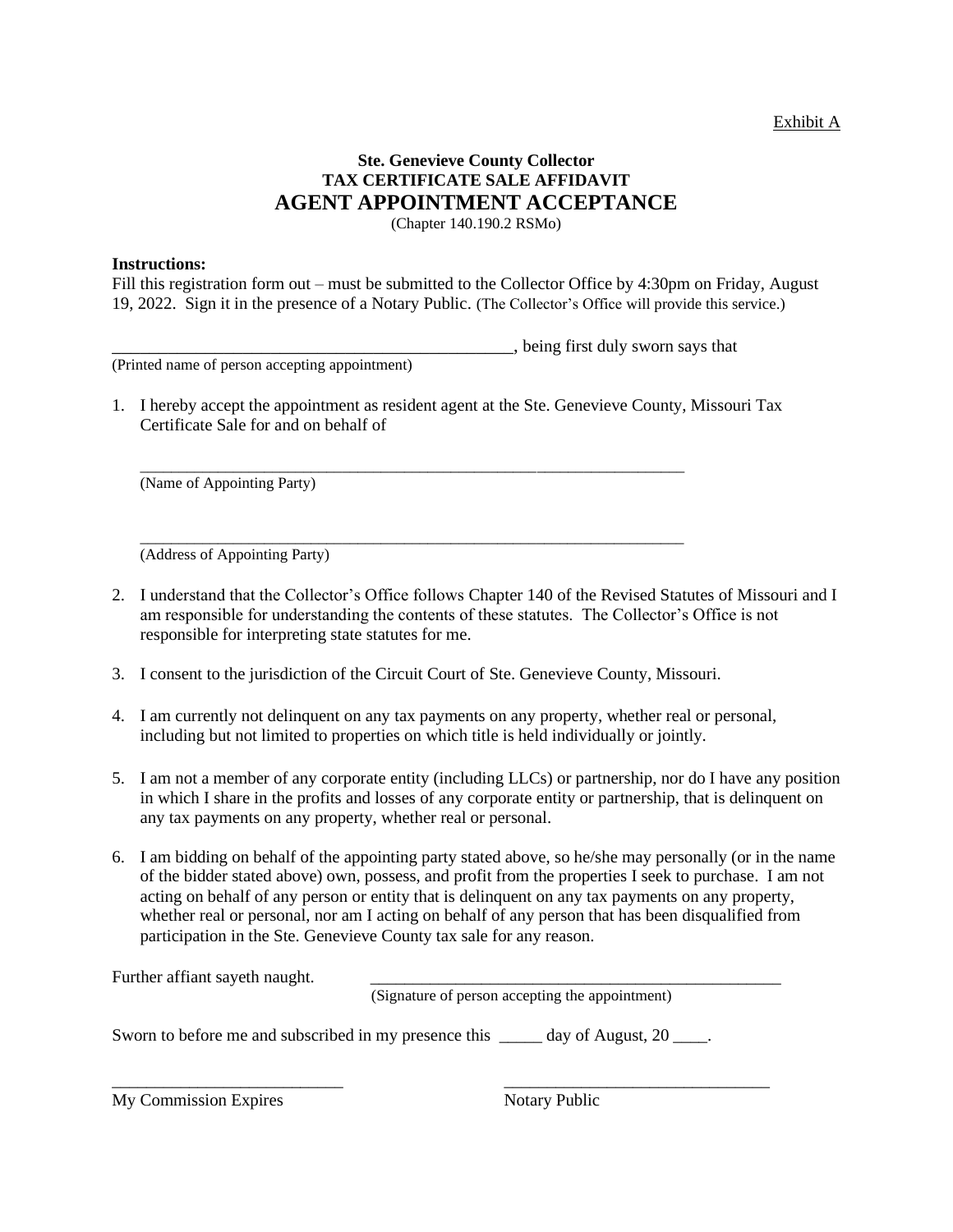Exhibit A

**Ste. Genevieve County Collector**
**TAX CERTIFICATE SALE AFFIDAVIT**

# AGENT APPOINTMENT ACCEPTANCE

(Chapter 140.190.2 RSMo)

**Instructions:**
Fill this registration form out – must be submitted to the Collector Office by 4:30pm on Friday, August 19, 2022. Sign it in the presence of a Notary Public. (The Collector's Office will provide this service.)

_______________________________________________, being first duly sworn says that
(Printed name of person accepting appointment)

1. I hereby accept the appointment as resident agent at the Ste. Genevieve County, Missouri Tax Certificate Sale for and on behalf of

   _______________________________________________________________________
   (Name of Appointing Party)

   _______________________________________________________________________
   (Address of Appointing Party)

2. I understand that the Collector's Office follows Chapter 140 of the Revised Statutes of Missouri and I am responsible for understanding the contents of these statutes. The Collector's Office is not responsible for interpreting state statutes for me.

3. I consent to the jurisdiction of the Circuit Court of Ste. Genevieve County, Missouri.

4. I am currently not delinquent on any tax payments on any property, whether real or personal, including but not limited to properties on which title is held individually or jointly.

5. I am not a member of any corporate entity (including LLCs) or partnership, nor do I have any position in which I share in the profits and losses of any corporate entity or partnership, that is delinquent on any tax payments on any property, whether real or personal.

6. I am bidding on behalf of the appointing party stated above, so he/she may personally (or in the name of the bidder stated above) own, possess, and profit from the properties I seek to purchase. I am not acting on behalf of any person or entity that is delinquent on any tax payments on any property, whether real or personal, nor am I acting on behalf of any person that has been disqualified from participation in the Ste. Genevieve County tax sale for any reason.

Further affiant sayeth naught. ___________________________________________________
(Signature of person accepting the appointment)

Sworn to before me and subscribed in my presence this _____ day of August, 20 ____.

___________________________ ________________________________
My Commission Expires Notary Public